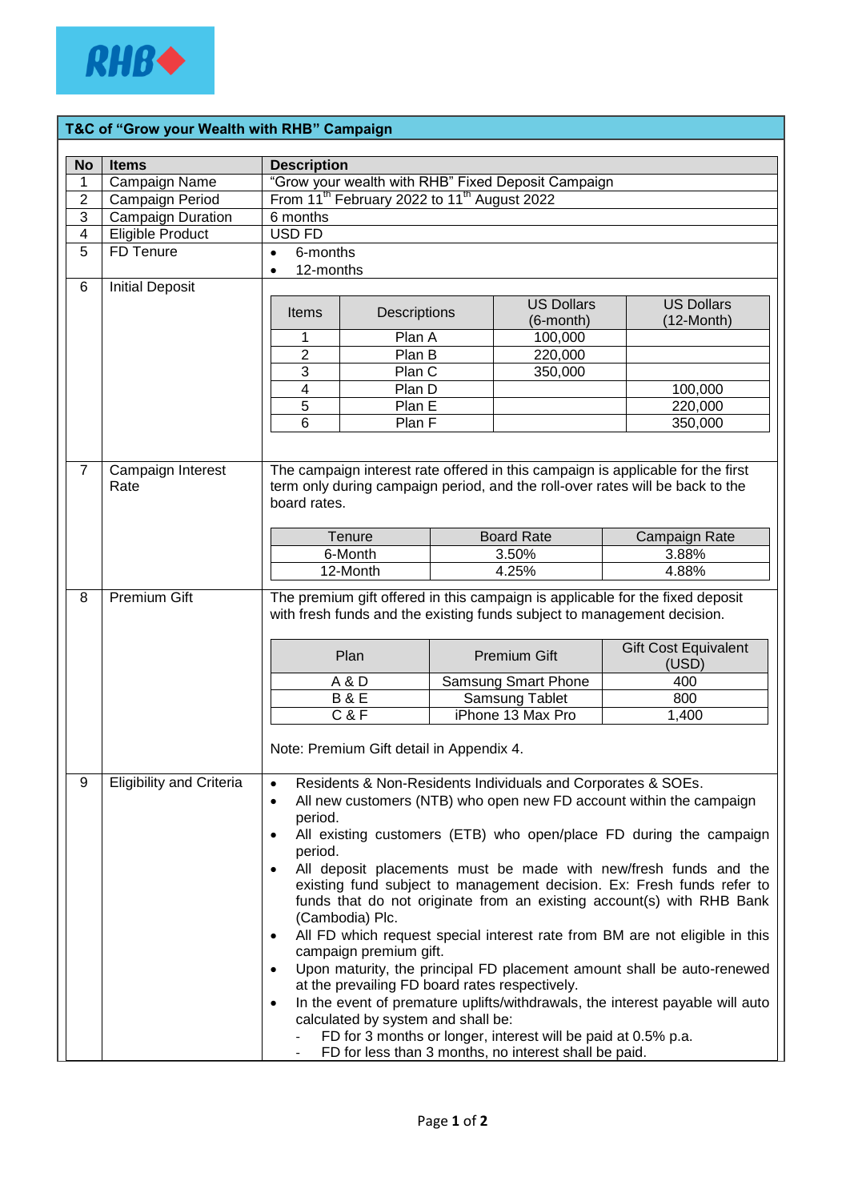RHB

## T&C of "Grow your Wealth with RHB" Campaign

| No | Items | Description |
|---|---|---|
| 1 | Campaign Name | "Grow your wealth with RHB" Fixed Deposit Campaign |
| 2 | Campaign Period | From 11th February 2022 to 11th August 2022 |
| 3 | Campaign Duration | 6 months |
| 4 | Eligible Product | USD FD |
| 5 | FD Tenure | • 6-months<br>• 12-months |
| 6 | Initial Deposit | See table below |
| 7 | Campaign Interest Rate | The campaign interest rate offered in this campaign is applicable for the first term only during campaign period, and the roll-over rates will be back to the board rates. See table below |
| 8 | Premium Gift | The premium gift offered in this campaign is applicable for the fixed deposit with fresh funds and the existing funds subject to management decision. See table below<br>Note: Premium Gift detail in Appendix 4. |
| 9 | Eligibility and Criteria | • Residents & Non-Residents Individuals and Corporates & SOEs.<br>• All new customers (NTB) who open new FD account within the campaign period.<br>• All existing customers (ETB) who open/place FD during the campaign period.<br>• All deposit placements must be made with new/fresh funds and the existing fund subject to management decision. Ex: Fresh funds refer to funds that do not originate from an existing account(s) with RHB Bank (Cambodia) Plc.<br>• All FD which request special interest rate from BM are not eligible in this campaign premium gift.<br>• Upon maturity, the principal FD placement amount shall be auto-renewed at the prevailing FD board rates respectively.<br>• In the event of premature uplifts/withdrawals, the interest payable will auto calculated by system and shall be:<br>- FD for 3 months or longer, interest will be paid at 0.5% p.a.<br>- FD for less than 3 months, no interest shall be paid. |

**6. Initial Deposit**

| Items | Descriptions | US Dollars (6-month) | US Dollars (12-Month) |
|---|---|---|---|
| 1 | Plan A | 100,000 | |
| 2 | Plan B | 220,000 | |
| 3 | Plan C | 350,000 | |
| 4 | Plan D | | 100,000 |
| 5 | Plan E | | 220,000 |
| 6 | Plan F | | 350,000 |

**7. Campaign Interest Rate**

| Tenure | Board Rate | Campaign Rate |
|---|---|---|
| 6-Month | 3.50% | 3.88% |
| 12-Month | 4.25% | 4.88% |

**8. Premium Gift**

| Plan | Premium Gift | Gift Cost Equivalent (USD) |
|---|---|---|
| A & D | Samsung Smart Phone | 400 |
| B & E | Samsung Tablet | 800 |
| C & F | iPhone 13 Max Pro | 1,400 |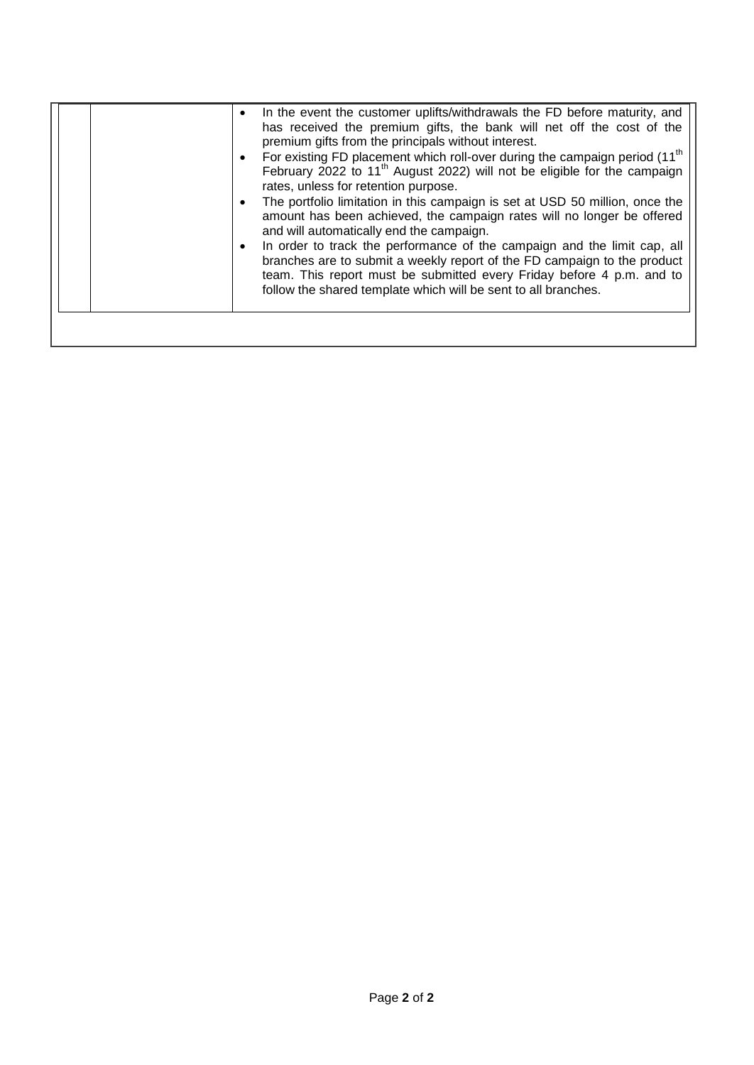| | | |
|---|---|---|
| | | <ul><li>In the event the customer uplifts/withdrawals the FD before maturity, and has received the premium gifts, the bank will net off the cost of the premium gifts from the principals without interest.</li><li>For existing FD placement which roll-over during the campaign period (11th February 2022 to 11th August 2022) will not be eligible for the campaign rates, unless for retention purpose.</li><li>The portfolio limitation in this campaign is set at USD 50 million, once the amount has been achieved, the campaign rates will no longer be offered and will automatically end the campaign.</li><li>In order to track the performance of the campaign and the limit cap, all branches are to submit a weekly report of the FD campaign to the product team. This report must be submitted every Friday before 4 p.m. and to follow the shared template which will be sent to all branches.</li></ul> |